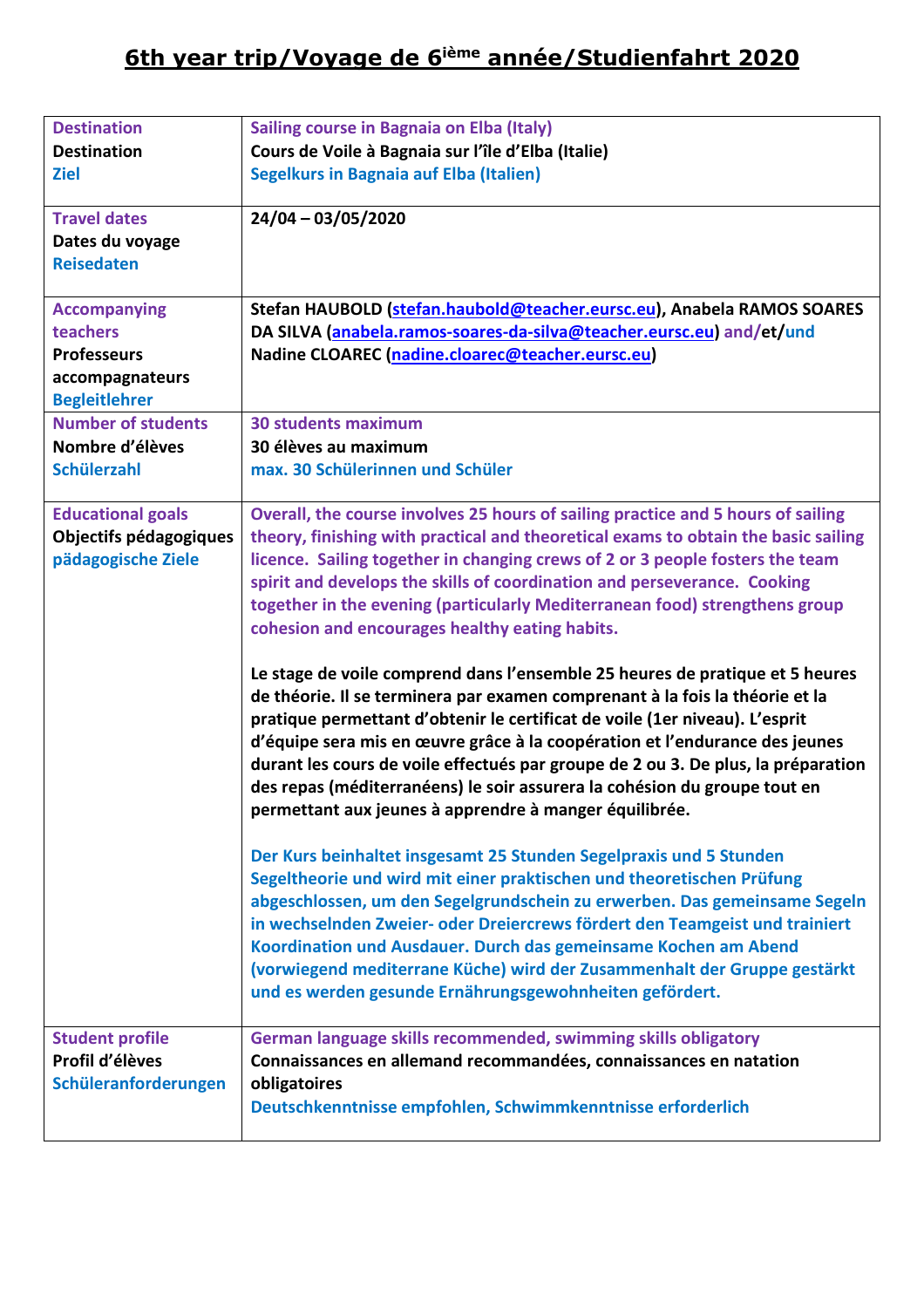# 6th year trip/Voyage de 6ième année/Studienfahrt 2020

| | |
|---|---|
| **Destination**<br>**Destination**<br>**Ziel** | **Sailing course in Bagnaia on Elba (Italy)**<br>**Cours de Voile à Bagnaia sur l'île d'Elba (Italie)**<br>**Segelkurs in Bagnaia auf Elba (Italien)** |
| **Travel dates**<br>**Dates du voyage**<br>**Reisedaten** | **24/04 – 03/05/2020** |
| **Accompanying teachers**<br>**Professeurs accompagnateurs**<br>**Begleitlehrer** | **Stefan HAUBOLD (stefan.haubold@teacher.eursc.eu), Anabela RAMOS SOARES DA SILVA (anabela.ramos-soares-da-silva@teacher.eursc.eu) and/et/und Nadine CLOAREC (nadine.cloarec@teacher.eursc.eu)** |
| **Number of students**<br>**Nombre d'élèves**<br>**Schülerzahl** | **30 students maximum**<br>**30 élèves au maximum**<br>**max. 30 Schülerinnen und Schüler** |
| **Educational goals**<br>**Objectifs pédagogiques**<br>**pädagogische Ziele** | **Overall, the course involves 25 hours of sailing practice and 5 hours of sailing theory, finishing with practical and theoretical exams to obtain the basic sailing licence. Sailing together in changing crews of 2 or 3 people fosters the team spirit and develops the skills of coordination and perseverance. Cooking together in the evening (particularly Mediterranean food) strengthens group cohesion and encourages healthy eating habits.**<br><br>**Le stage de voile comprend dans l'ensemble 25 heures de pratique et 5 heures de théorie. Il se terminera par examen comprenant à la fois la théorie et la pratique permettant d'obtenir le certificat de voile (1er niveau). L'esprit d'équipe sera mis en œuvre grâce à la coopération et l'endurance des jeunes durant les cours de voile effectués par groupe de 2 ou 3. De plus, la préparation des repas (méditerranéens) le soir assurera la cohésion du groupe tout en permettant aux jeunes à apprendre à manger équilibrée.**<br><br>**Der Kurs beinhaltet insgesamt 25 Stunden Segelpraxis und 5 Stunden Segeltheorie und wird mit einer praktischen und theoretischen Prüfung abgeschlossen, um den Segelgrundschein zu erwerben. Das gemeinsame Segeln in wechselnden Zweier- oder Dreiercrews fördert den Teamgeist und trainiert Koordination und Ausdauer. Durch das gemeinsame Kochen am Abend (vorwiegend mediterrane Küche) wird der Zusammenhalt der Gruppe gestärkt und es werden gesunde Ernährungsgewohnheiten gefördert.** |
| **Student profile**<br>**Profil d'élèves**<br>**Schüleranforderungen** | **German language skills recommended, swimming skills obligatory**<br>**Connaissances en allemand recommandées, connaissances en natation obligatoires**<br>**Deutschkenntnisse empfohlen, Schwimmkenntnisse erforderlich** |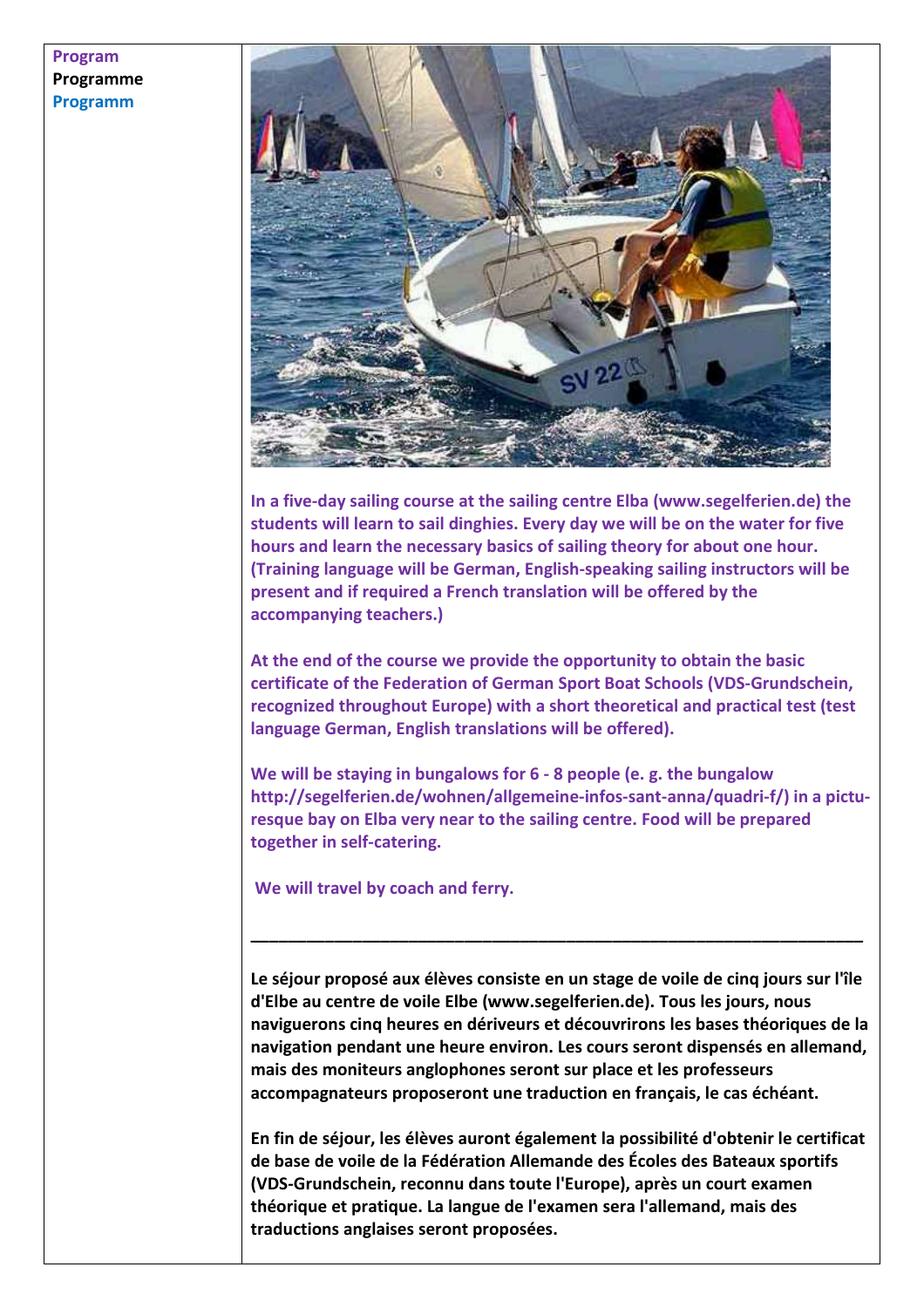**Program**
**Programme**
**Programm**

**In a five-day sailing course at the sailing centre Elba (www.segelferien.de) the students will learn to sail dinghies. Every day we will be on the water for five hours and learn the necessary basics of sailing theory for about one hour. (Training language will be German, English-speaking sailing instructors will be present and if required a French translation will be offered by the accompanying teachers.)**

**At the end of the course we provide the opportunity to obtain the basic certificate of the Federation of German Sport Boat Schools (VDS-Grundschein, recognized throughout Europe) with a short theoretical and practical test (test language German, English translations will be offered).**

**We will be staying in bungalows for 6 - 8 people (e. g. the bungalow http://segelferien.de/wohnen/allgemeine-infos-sant-anna/quadri-f/) in a picturesque bay on Elba very near to the sailing centre. Food will be prepared together in self-catering.**

**We will travel by coach and ferry.**

---

**Le séjour proposé aux élèves consiste en un stage de voile de cinq jours sur l'île d'Elbe au centre de voile Elbe (www.segelferien.de). Tous les jours, nous naviguerons cinq heures en dériveurs et découvrirons les bases théoriques de la navigation pendant une heure environ. Les cours seront dispensés en allemand, mais des moniteurs anglophones seront sur place et les professeurs accompagnateurs proposeront une traduction en français, le cas échéant.**

**En fin de séjour, les élèves auront également la possibilité d'obtenir le certificat de base de voile de la Fédération Allemande des Écoles des Bateaux sportifs (VDS-Grundschein, reconnu dans toute l'Europe), après un court examen théorique et pratique. La langue de l'examen sera l'allemand, mais des traductions anglaises seront proposées.**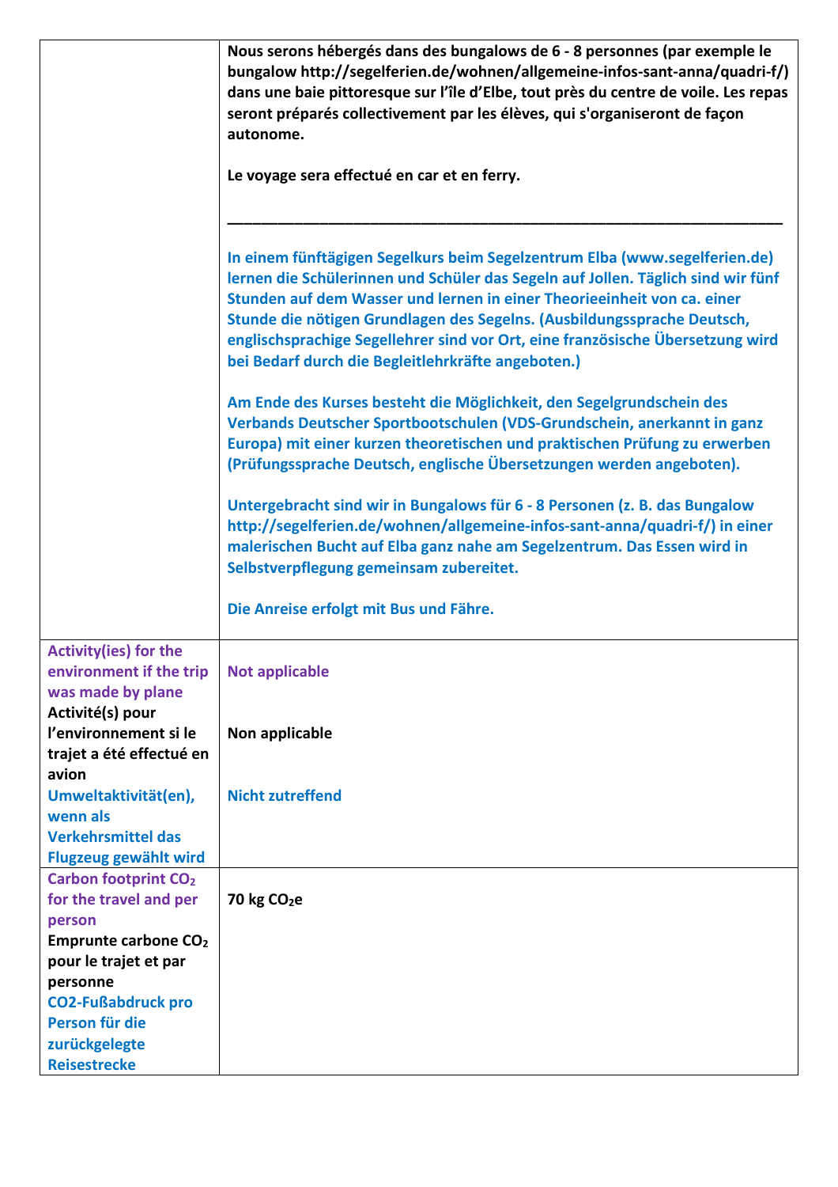| | |
|---|---|
| | **Nous serons hébergés dans des bungalows de 6 - 8 personnes (par exemple le bungalow http://segelferien.de/wohnen/allgemeine-infos-sant-anna/quadri-f/) dans une baie pittoresque sur l'île d'Elbe, tout près du centre de voile. Les repas seront préparés collectivement par les élèves, qui s'organiseront de façon autonome.**<br><br>**Le voyage sera effectué en car et en ferry.**<br><br>___<br><br>**In einem fünftägigen Segelkurs beim Segelzentrum Elba (www.segelferien.de) lernen die Schülerinnen und Schüler das Segeln auf Jollen. Täglich sind wir fünf Stunden auf dem Wasser und lernen in einer Theorieeinheit von ca. einer Stunde die nötigen Grundlagen des Segelns. (Ausbildungssprache Deutsch, englischsprachige Segellehrer sind vor Ort, eine französische Übersetzung wird bei Bedarf durch die Begleitlehrkräfte angeboten.)**<br><br>**Am Ende des Kurses besteht die Möglichkeit, den Segelgrundschein des Verbands Deutscher Sportbootschulen (VDS-Grundschein, anerkannt in ganz Europa) mit einer kurzen theoretischen und praktischen Prüfung zu erwerben (Prüfungssprache Deutsch, englische Übersetzungen werden angeboten).**<br><br>**Untergebracht sind wir in Bungalows für 6 - 8 Personen (z. B. das Bungalow http://segelferien.de/wohnen/allgemeine-infos-sant-anna/quadri-f/) in einer malerischen Bucht auf Elba ganz nahe am Segelzentrum. Das Essen wird in Selbstverpflegung gemeinsam zubereitet.**<br><br>**Die Anreise erfolgt mit Bus und Fähre.** |
| **Activity(ies) for the environment if the trip was made by plane**<br>**Activité(s) pour l'environnement si le trajet a été effectué en avion**<br>**Umweltaktivität(en), wenn als Verkehrsmittel das Flugzeug gewählt wird** | **Not applicable**<br><br>**Non applicable**<br><br>**Nicht zutreffend** |
| **Carbon footprint $CO_2$ for the travel and per person**<br>**Emprunte carbone $CO_2$ pour le trajet et par personne**<br>**CO2-Fußabdruck pro Person für die zurückgelegte Reisestrecke** | **70 kg $CO_2$e** |